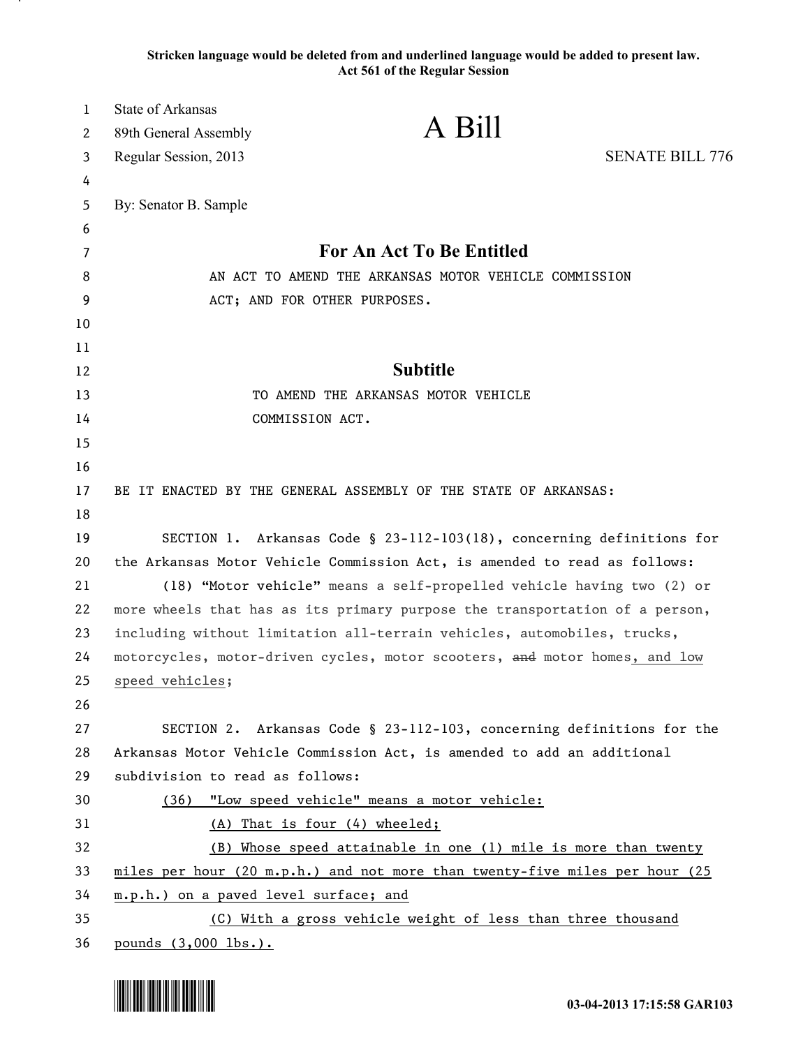**Stricken language would be deleted from and underlined language would be added to present law.**
**Act 561 of the Regular Session**

State of Arkansas
89th General Assembly
Regular Session, 2013

# A Bill

SENATE BILL 776

By: Senator B. Sample

## For An Act To Be Entitled

AN ACT TO AMEND THE ARKANSAS MOTOR VEHICLE COMMISSION ACT; AND FOR OTHER PURPOSES.

## Subtitle

TO AMEND THE ARKANSAS MOTOR VEHICLE COMMISSION ACT.

BE IT ENACTED BY THE GENERAL ASSEMBLY OF THE STATE OF ARKANSAS:

SECTION 1. Arkansas Code § 23-112-103(18), concerning definitions for the Arkansas Motor Vehicle Commission Act, is amended to read as follows:

(18) "Motor vehicle" means a self-propelled vehicle having two (2) or more wheels that has as its primary purpose the transportation of a person, including without limitation all-terrain vehicles, automobiles, trucks, motorcycles, motor-driven cycles, motor scooters, ~~and~~ motor homes<u>, and low speed vehicles</u>;

SECTION 2. Arkansas Code § 23-112-103, concerning definitions for the Arkansas Motor Vehicle Commission Act, is amended to add an additional subdivision to read as follows:

<u>(36) "Low speed vehicle" means a motor vehicle:</u>

<u>(A) That is four (4) wheeled;</u>

<u>(B) Whose speed attainable in one (1) mile is more than twenty miles per hour (20 m.p.h.) and not more than twenty-five miles per hour (25 m.p.h.) on a paved level surface; and</u>

<u>(C) With a gross vehicle weight of less than three thousand pounds (3,000 lbs.).</u>

03-04-2013 17:15:58 GAR103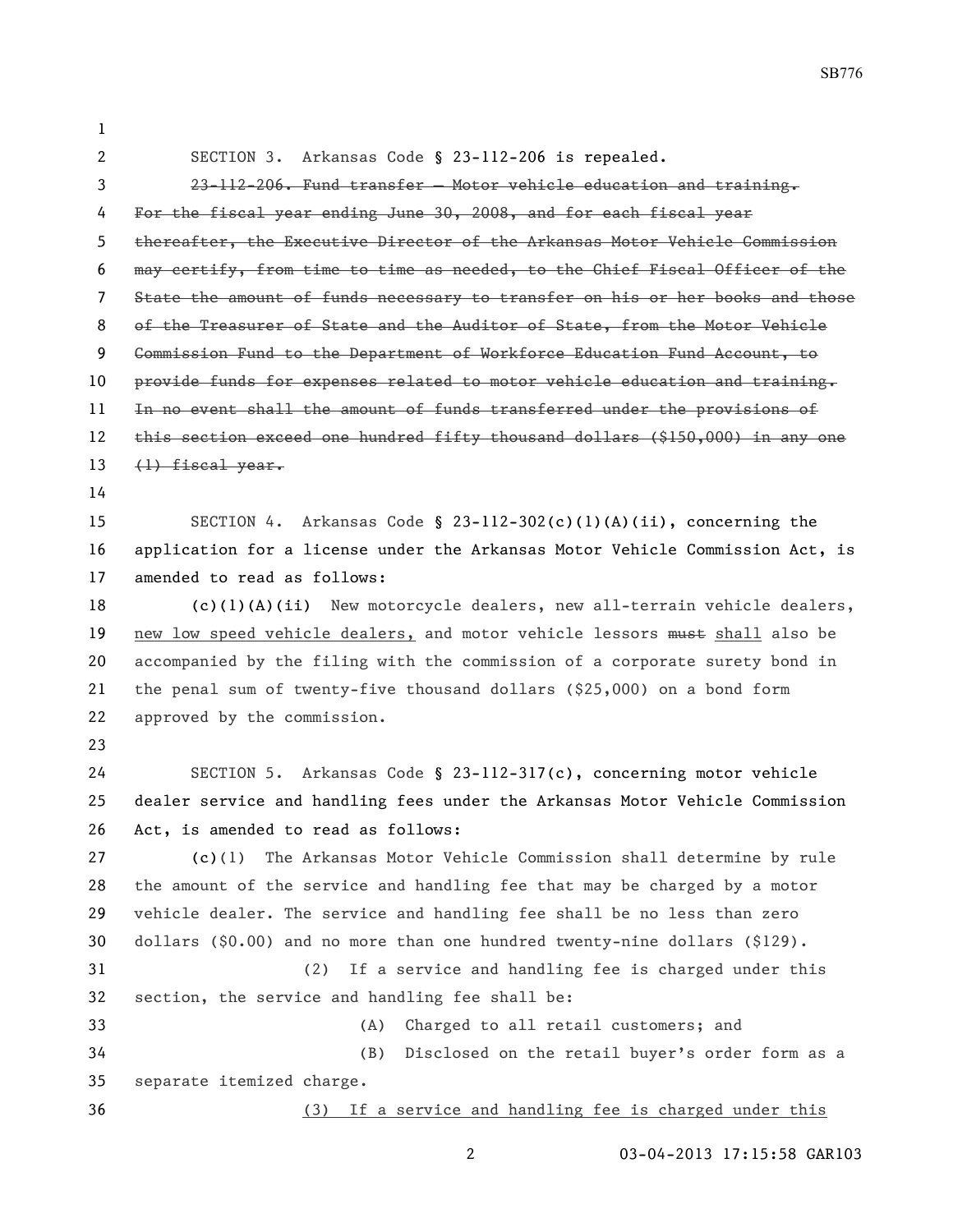SECTION 3. Arkansas Code § 23-112-206 is repealed.

~~23-112-206. Fund transfer — Motor vehicle education and training. For the fiscal year ending June 30, 2008, and for each fiscal year thereafter, the Executive Director of the Arkansas Motor Vehicle Commission may certify, from time to time as needed, to the Chief Fiscal Officer of the State the amount of funds necessary to transfer on his or her books and those of the Treasurer of State and the Auditor of State, from the Motor Vehicle Commission Fund to the Department of Workforce Education Fund Account, to provide funds for expenses related to motor vehicle education and training. In no event shall the amount of funds transferred under the provisions of this section exceed one hundred fifty thousand dollars ($150,000) in any one (1) fiscal year.~~

SECTION 4. Arkansas Code § 23-112-302(c)(1)(A)(ii), concerning the application for a license under the Arkansas Motor Vehicle Commission Act, is amended to read as follows:

(c)(1)(A)(ii) New motorcycle dealers, new all-terrain vehicle dealers, <u>new low speed vehicle dealers,</u> and motor vehicle lessors ~~must~~ <u>shall</u> also be accompanied by the filing with the commission of a corporate surety bond in the penal sum of twenty-five thousand dollars ($25,000) on a bond form approved by the commission.

SECTION 5. Arkansas Code § 23-112-317(c), concerning motor vehicle dealer service and handling fees under the Arkansas Motor Vehicle Commission Act, is amended to read as follows:

(c)(1) The Arkansas Motor Vehicle Commission shall determine by rule the amount of the service and handling fee that may be charged by a motor vehicle dealer. The service and handling fee shall be no less than zero dollars ($0.00) and no more than one hundred twenty-nine dollars ($129).

(2) If a service and handling fee is charged under this section, the service and handling fee shall be:

(A) Charged to all retail customers; and

(B) Disclosed on the retail buyer's order form as a separate itemized charge.

<u>(3) If a service and handling fee is charged under this</u>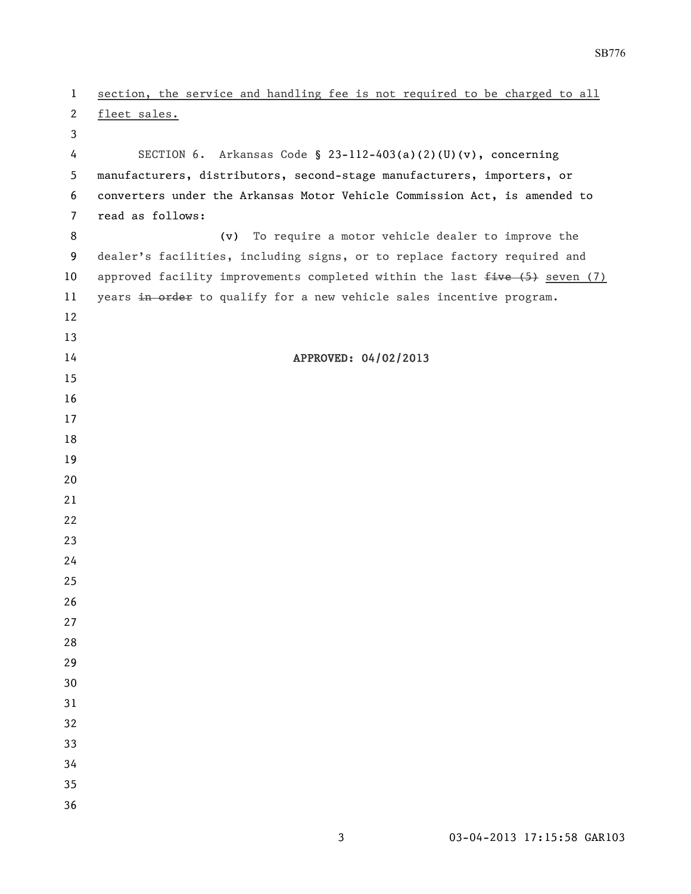section, the service and handling fee is not required to be charged to all fleet sales.

SECTION 6. Arkansas Code § 23-112-403(a)(2)(U)(v), concerning manufacturers, distributors, second-stage manufacturers, importers, or converters under the Arkansas Motor Vehicle Commission Act, is amended to read as follows:

(v) To require a motor vehicle dealer to improve the dealer's facilities, including signs, or to replace factory required and approved facility improvements completed within the last ~~five (5)~~ seven (7) years ~~in order~~ to qualify for a new vehicle sales incentive program.

**APPROVED: 04/02/2013**